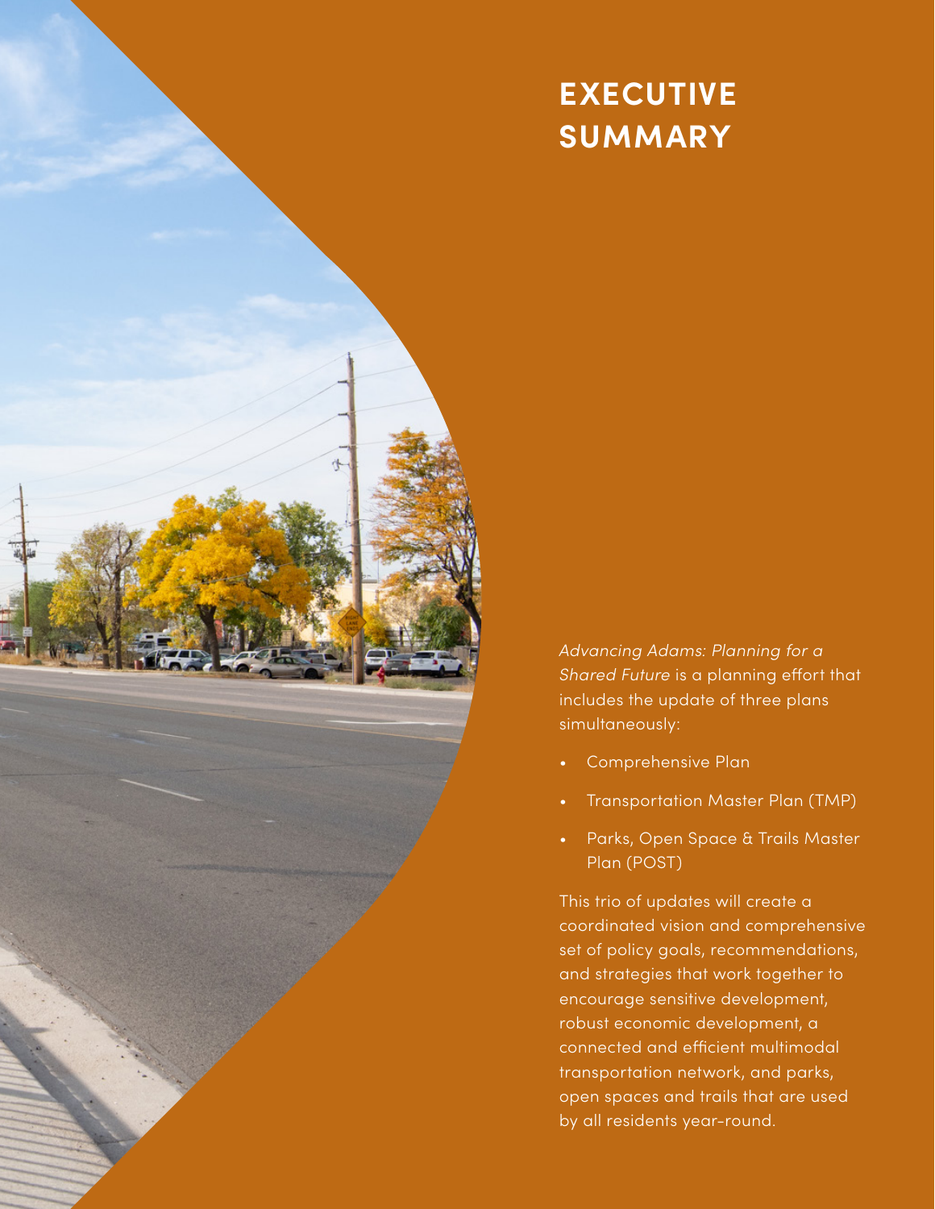# EXECUTIVE SUMMARY

*Advancing Adams: Planning for a Shared Future* is a planning effort that includes the update of three plans simultaneously:

- Comprehensive Plan
- Transportation Master Plan (TMP)
- Parks, Open Space & Trails Master Plan (POST)

This trio of updates will create a coordinated vision and comprehensive set of policy goals, recommendations, and strategies that work together to encourage sensitive development, robust economic development, a connected and efficient multimodal transportation network, and parks, open spaces and trails that are used by all residents year-round.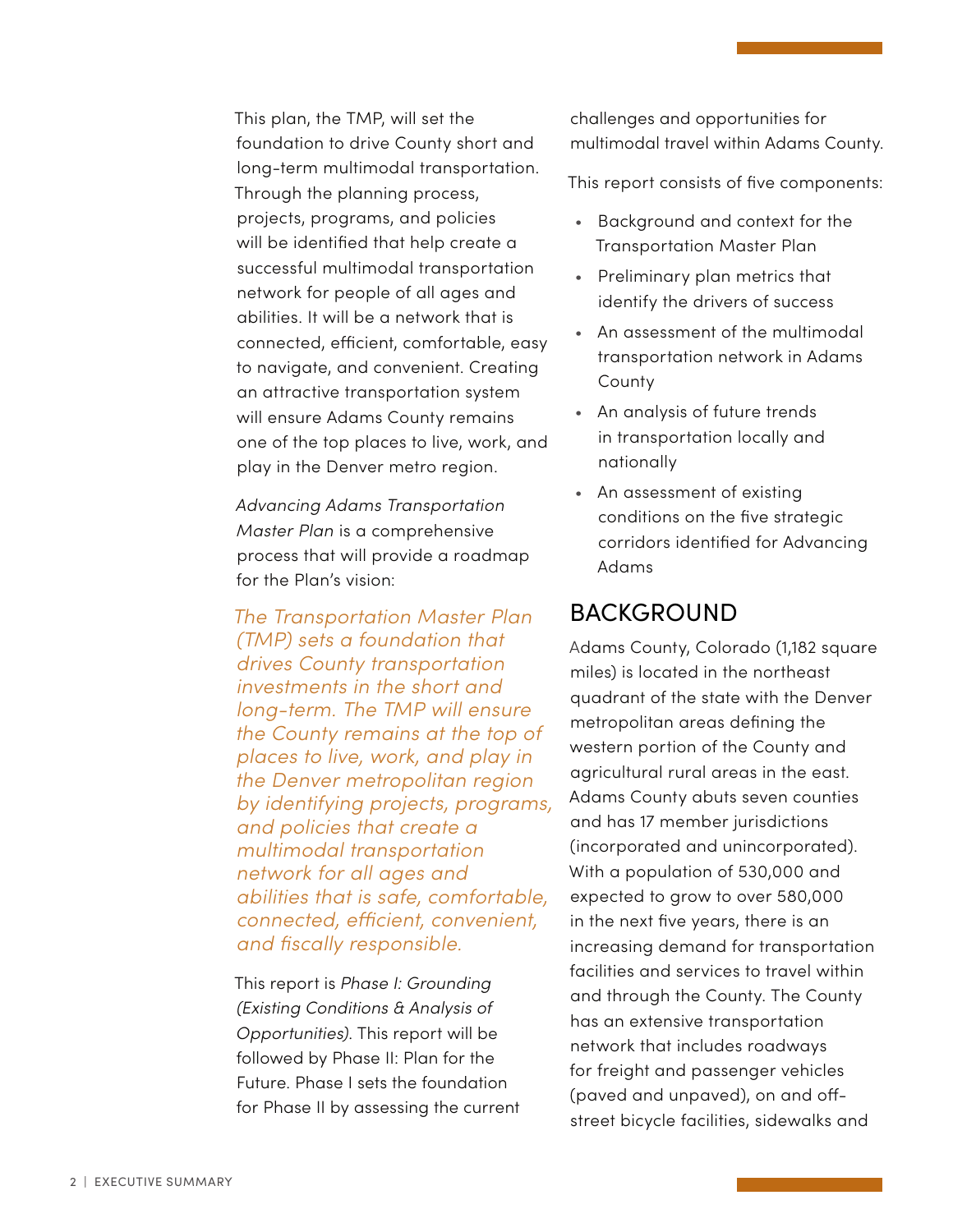This plan, the TMP, will set the foundation to drive County short and long-term multimodal transportation. Through the planning process, projects, programs, and policies will be identified that help create a successful multimodal transportation network for people of all ages and abilities. It will be a network that is connected, efficient, comfortable, easy to navigate, and convenient. Creating an attractive transportation system will ensure Adams County remains one of the top places to live, work, and play in the Denver metro region.

*Advancing Adams Transportation Master Plan* is a comprehensive process that will provide a roadmap for the Plan's vision:

*The Transportation Master Plan (TMP) sets a foundation that drives County transportation investments in the short and long-term. The TMP will ensure the County remains at the top of places to live, work, and play in the Denver metropolitan region by identifying projects, programs, and policies that create a multimodal transportation network for all ages and abilities that is safe, comfortable, connected, efficient, convenient, and fiscally responsible.*

This report is *Phase I: Grounding (Existing Conditions & Analysis of Opportunities)*. This report will be followed by Phase II: Plan for the Future. Phase I sets the foundation for Phase II by assessing the current challenges and opportunities for multimodal travel within Adams County.

This report consists of five components:

- Background and context for the Transportation Master Plan
- Preliminary plan metrics that identify the drivers of success
- An assessment of the multimodal transportation network in Adams County
- An analysis of future trends in transportation locally and nationally
- An assessment of existing conditions on the five strategic corridors identified for Advancing Adams

## BACKGROUND

Adams County, Colorado (1,182 square miles) is located in the northeast quadrant of the state with the Denver metropolitan areas defining the western portion of the County and agricultural rural areas in the east. Adams County abuts seven counties and has 17 member jurisdictions (incorporated and unincorporated). With a population of 530,000 and expected to grow to over 580,000 in the next five years, there is an increasing demand for transportation facilities and services to travel within and through the County. The County has an extensive transportation network that includes roadways for freight and passenger vehicles (paved and unpaved), on and off-street bicycle facilities, sidewalks and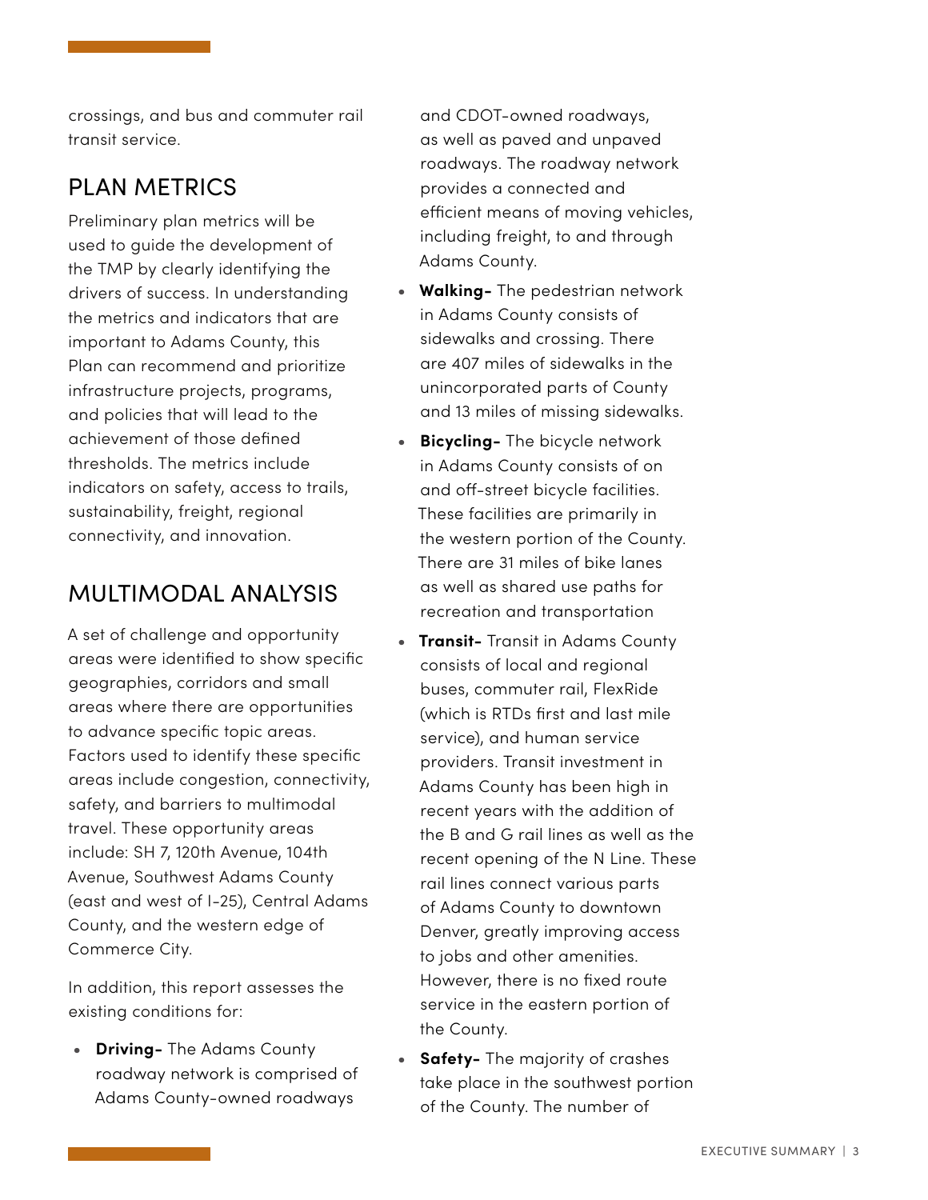crossings, and bus and commuter rail transit service.

## PLAN METRICS

Preliminary plan metrics will be used to guide the development of the TMP by clearly identifying the drivers of success. In understanding the metrics and indicators that are important to Adams County, this Plan can recommend and prioritize infrastructure projects, programs, and policies that will lead to the achievement of those defined thresholds. The metrics include indicators on safety, access to trails, sustainability, freight, regional connectivity, and innovation.

## MULTIMODAL ANALYSIS

A set of challenge and opportunity areas were identified to show specific geographies, corridors and small areas where there are opportunities to advance specific topic areas. Factors used to identify these specific areas include congestion, connectivity, safety, and barriers to multimodal travel. These opportunity areas include: SH 7, 120th Avenue, 104th Avenue, Southwest Adams County (east and west of I-25), Central Adams County, and the western edge of Commerce City.

In addition, this report assesses the existing conditions for:

- **Driving-** The Adams County roadway network is comprised of Adams County-owned roadways and CDOT-owned roadways, as well as paved and unpaved roadways. The roadway network provides a connected and efficient means of moving vehicles, including freight, to and through Adams County.
- **Walking-** The pedestrian network in Adams County consists of sidewalks and crossing. There are 407 miles of sidewalks in the unincorporated parts of County and 13 miles of missing sidewalks.
- **Bicycling-** The bicycle network in Adams County consists of on and off-street bicycle facilities. These facilities are primarily in the western portion of the County. There are 31 miles of bike lanes as well as shared use paths for recreation and transportation
- **Transit-** Transit in Adams County consists of local and regional buses, commuter rail, FlexRide (which is RTDs first and last mile service), and human service providers. Transit investment in Adams County has been high in recent years with the addition of the B and G rail lines as well as the recent opening of the N Line. These rail lines connect various parts of Adams County to downtown Denver, greatly improving access to jobs and other amenities. However, there is no fixed route service in the eastern portion of the County.
- **Safety-** The majority of crashes take place in the southwest portion of the County. The number of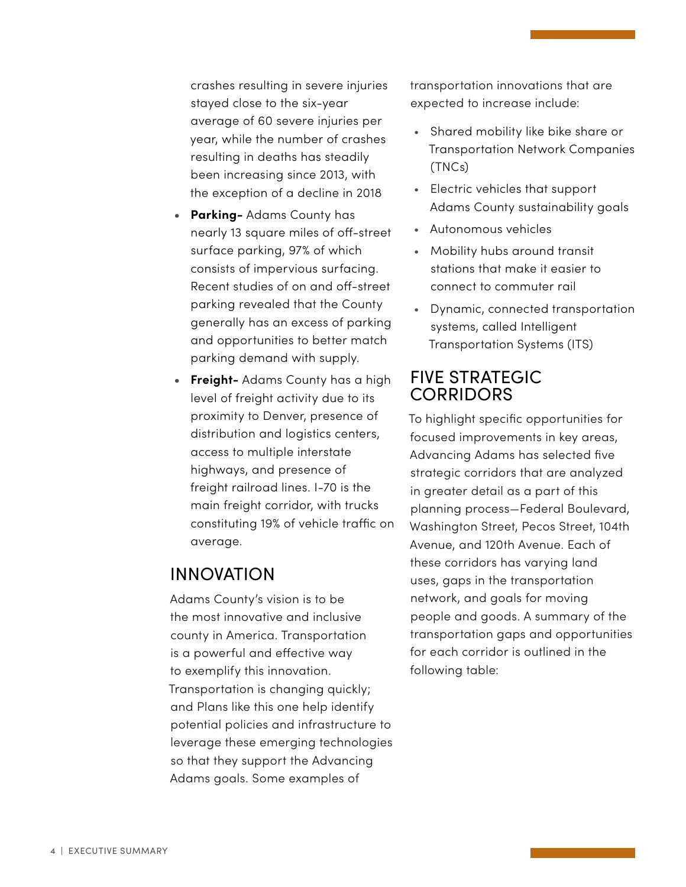crashes resulting in severe injuries stayed close to the six-year average of 60 severe injuries per year, while the number of crashes resulting in deaths has steadily been increasing since 2013, with the exception of a decline in 2018

- **Parking-** Adams County has nearly 13 square miles of off-street surface parking, 97% of which consists of impervious surfacing. Recent studies of on and off-street parking revealed that the County generally has an excess of parking and opportunities to better match parking demand with supply.
- **Freight-** Adams County has a high level of freight activity due to its proximity to Denver, presence of distribution and logistics centers, access to multiple interstate highways, and presence of freight railroad lines. I-70 is the main freight corridor, with trucks constituting 19% of vehicle traffic on average.

## INNOVATION

Adams County's vision is to be the most innovative and inclusive county in America. Transportation is a powerful and effective way to exemplify this innovation. Transportation is changing quickly; and Plans like this one help identify potential policies and infrastructure to leverage these emerging technologies so that they support the Advancing Adams goals. Some examples of transportation innovations that are expected to increase include:

- Shared mobility like bike share or Transportation Network Companies (TNCs)
- Electric vehicles that support Adams County sustainability goals
- Autonomous vehicles
- Mobility hubs around transit stations that make it easier to connect to commuter rail
- Dynamic, connected transportation systems, called Intelligent Transportation Systems (ITS)

## FIVE STRATEGIC CORRIDORS

To highlight specific opportunities for focused improvements in key areas, Advancing Adams has selected five strategic corridors that are analyzed in greater detail as a part of this planning process—Federal Boulevard, Washington Street, Pecos Street, 104th Avenue, and 120th Avenue. Each of these corridors has varying land uses, gaps in the transportation network, and goals for moving people and goods. A summary of the transportation gaps and opportunities for each corridor is outlined in the following table: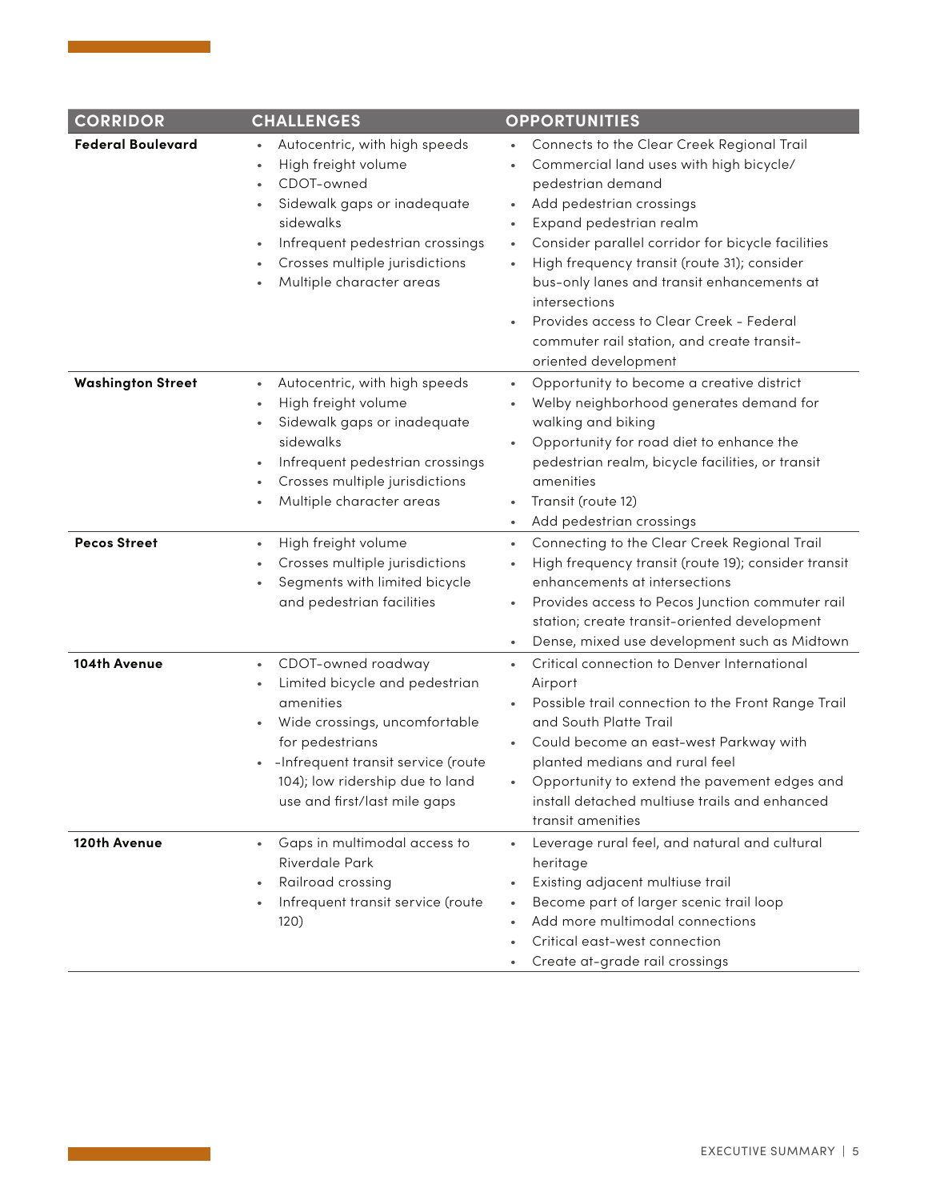| CORRIDOR | CHALLENGES | OPPORTUNITIES |
|---|---|---|
| **Federal Boulevard** | • Autocentric, with high speeds<br>• High freight volume<br>• CDOT-owned<br>• Sidewalk gaps or inadequate sidewalks<br>• Infrequent pedestrian crossings<br>• Crosses multiple jurisdictions<br>• Multiple character areas | • Connects to the Clear Creek Regional Trail<br>• Commercial land uses with high bicycle/ pedestrian demand<br>• Add pedestrian crossings<br>• Expand pedestrian realm<br>• Consider parallel corridor for bicycle facilities<br>• High frequency transit (route 31); consider bus-only lanes and transit enhancements at intersections<br>• Provides access to Clear Creek - Federal commuter rail station, and create transit-oriented development |
| **Washington Street** | • Autocentric, with high speeds<br>• High freight volume<br>• Sidewalk gaps or inadequate sidewalks<br>• Infrequent pedestrian crossings<br>• Crosses multiple jurisdictions<br>• Multiple character areas | • Opportunity to become a creative district<br>• Welby neighborhood generates demand for walking and biking<br>• Opportunity for road diet to enhance the pedestrian realm, bicycle facilities, or transit amenities<br>• Transit (route 12)<br>• Add pedestrian crossings |
| **Pecos Street** | • High freight volume<br>• Crosses multiple jurisdictions<br>• Segments with limited bicycle and pedestrian facilities | • Connecting to the Clear Creek Regional Trail<br>• High frequency transit (route 19); consider transit enhancements at intersections<br>• Provides access to Pecos Junction commuter rail station; create transit-oriented development<br>• Dense, mixed use development such as Midtown |
| **104th Avenue** | • CDOT-owned roadway<br>• Limited bicycle and pedestrian amenities<br>• Wide crossings, uncomfortable for pedestrians<br>• -Infrequent transit service (route 104); low ridership due to land use and first/last mile gaps | • Critical connection to Denver International Airport<br>• Possible trail connection to the Front Range Trail and South Platte Trail<br>• Could become an east-west Parkway with planted medians and rural feel<br>• Opportunity to extend the pavement edges and install detached multiuse trails and enhanced transit amenities |
| **120th Avenue** | • Gaps in multimodal access to Riverdale Park<br>• Railroad crossing<br>• Infrequent transit service (route 120) | • Leverage rural feel, and natural and cultural heritage<br>• Existing adjacent multiuse trail<br>• Become part of larger scenic trail loop<br>• Add more multimodal connections<br>• Critical east-west connection<br>• Create at-grade rail crossings |